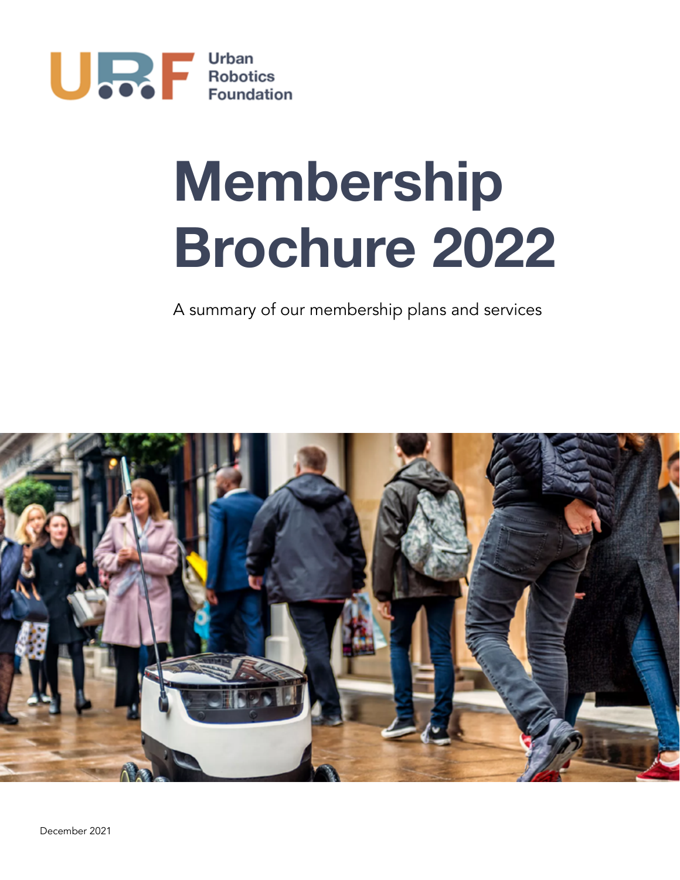Urban Robotics Foundation

# Membership Brochure 2022

A summary of our membership plans and services

December 2021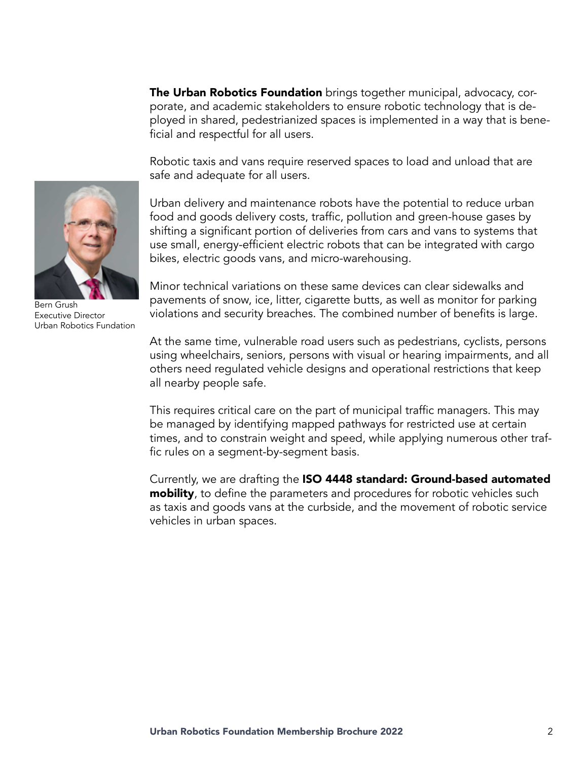**The Urban Robotics Foundation** brings together municipal, advocacy, corporate, and academic stakeholders to ensure robotic technology that is deployed in shared, pedestrianized spaces is implemented in a way that is beneficial and respectful for all users.

Robotic taxis and vans require reserved spaces to load and unload that are safe and adequate for all users.

Urban delivery and maintenance robots have the potential to reduce urban food and goods delivery costs, traffic, pollution and green-house gases by shifting a significant portion of deliveries from cars and vans to systems that use small, energy-efficient electric robots that can be integrated with cargo bikes, electric goods vans, and micro-warehousing.

Minor technical variations on these same devices can clear sidewalks and pavements of snow, ice, litter, cigarette butts, as well as monitor for parking violations and security breaches. The combined number of benefits is large.

At the same time, vulnerable road users such as pedestrians, cyclists, persons using wheelchairs, seniors, persons with visual or hearing impairments, and all others need regulated vehicle designs and operational restrictions that keep all nearby people safe.

This requires critical care on the part of municipal traffic managers. This may be managed by identifying mapped pathways for restricted use at certain times, and to constrain weight and speed, while applying numerous other traffic rules on a segment-by-segment basis.

Currently, we are drafting the **ISO 4448 standard: Ground-based automated mobility**, to define the parameters and procedures for robotic vehicles such as taxis and goods vans at the curbside, and the movement of robotic service vehicles in urban spaces.

Bern Grush
Executive Director
Urban Robotics Fundation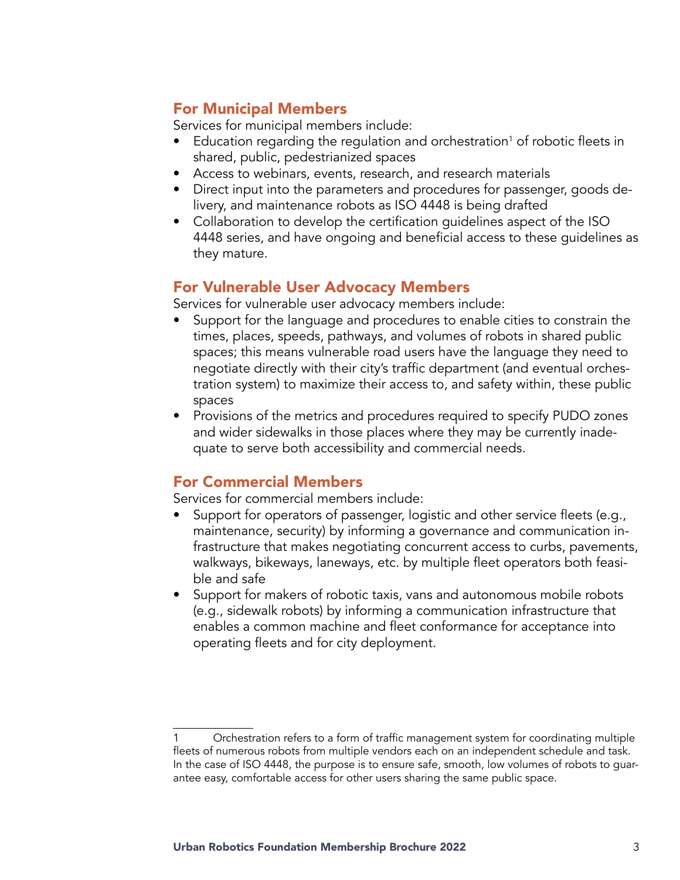## For Municipal Members

Services for municipal members include:

- Education regarding the regulation and orchestration[1] of robotic fleets in shared, public, pedestrianized spaces
- Access to webinars, events, research, and research materials
- Direct input into the parameters and procedures for passenger, goods delivery, and maintenance robots as ISO 4448 is being drafted
- Collaboration to develop the certification guidelines aspect of the ISO 4448 series, and have ongoing and beneficial access to these guidelines as they mature.

## For Vulnerable User Advocacy Members

Services for vulnerable user advocacy members include:

- Support for the language and procedures to enable cities to constrain the times, places, speeds, pathways, and volumes of robots in shared public spaces; this means vulnerable road users have the language they need to negotiate directly with their city's traffic department (and eventual orchestration system) to maximize their access to, and safety within, these public spaces
- Provisions of the metrics and procedures required to specify PUDO zones and wider sidewalks in those places where they may be currently inadequate to serve both accessibility and commercial needs.

## For Commercial Members

Services for commercial members include:

- Support for operators of passenger, logistic and other service fleets (e.g., maintenance, security) by informing a governance and communication infrastructure that makes negotiating concurrent access to curbs, pavements, walkways, bikeways, laneways, etc. by multiple fleet operators both feasible and safe
- Support for makers of robotic taxis, vans and autonomous mobile robots (e.g., sidewalk robots) by informing a communication infrastructure that enables a common machine and fleet conformance for acceptance into operating fleets and for city deployment.

---

1 Orchestration refers to a form of traffic management system for coordinating multiple fleets of numerous robots from multiple vendors each on an independent schedule and task. In the case of ISO 4448, the purpose is to ensure safe, smooth, low volumes of robots to guarantee easy, comfortable access for other users sharing the same public space.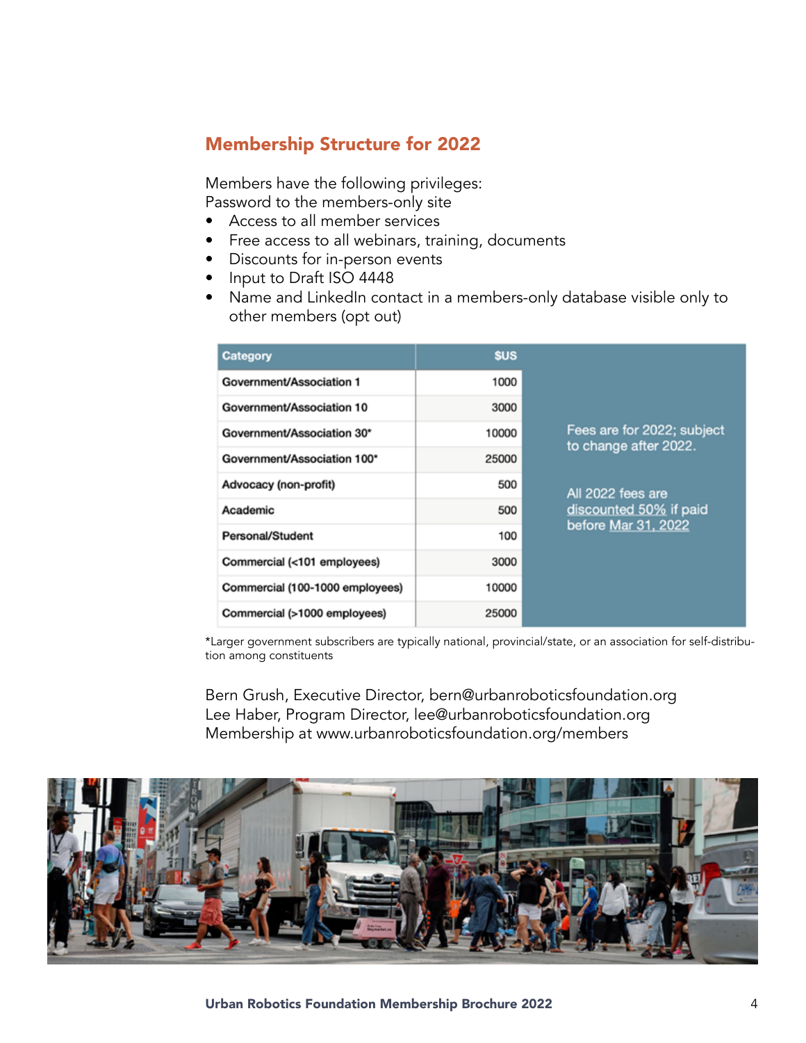## Membership Structure for 2022

Members have the following privileges:
Password to the members-only site

- Access to all member services
- Free access to all webinars, training, documents
- Discounts for in-person events
- Input to Draft ISO 4448
- Name and LinkedIn contact in a members-only database visible only to other members (opt out)

| Category | $US |
|---|---|
| Government/Association 1 | 1000 |
| Government/Association 10 | 3000 |
| Government/Association 30* | 10000 |
| Government/Association 100* | 25000 |
| Advocacy (non-profit) | 500 |
| Academic | 500 |
| Personal/Student | 100 |
| Commercial (<101 employees) | 3000 |
| Commercial (100-1000 employees) | 10000 |
| Commercial (>1000 employees) | 25000 |

Fees are for 2022; subject to change after 2022.

All 2022 fees are discounted 50% if paid before Mar 31, 2022

*Larger government subscribers are typically national, provincial/state, or an association for self-distribution among constituents

Bern Grush, Executive Director, bern@urbanroboticsfoundation.org
Lee Haber, Program Director, lee@urbanroboticsfoundation.org
Membership at www.urbanroboticsfoundation.org/members